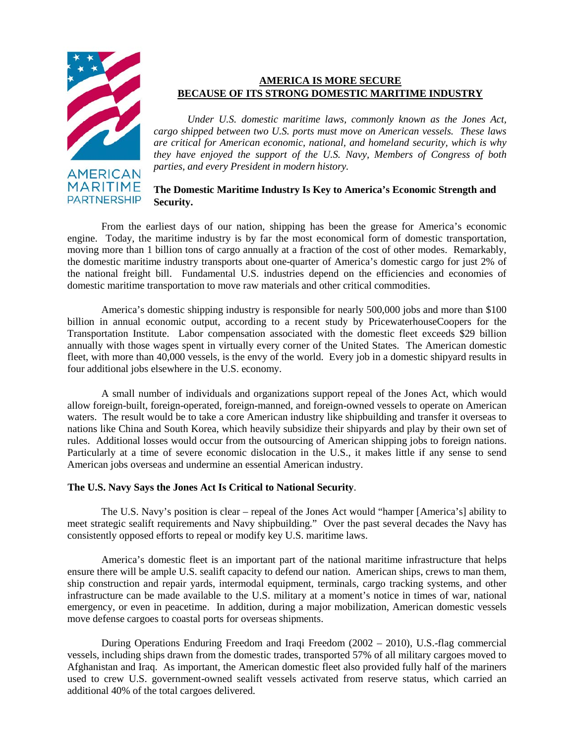AMERICAN MARITIME PARTNERSHIP

# AMERICA IS MORE SECURE BECAUSE OF ITS STRONG DOMESTIC MARITIME INDUSTRY

*Under U.S. domestic maritime laws, commonly known as the Jones Act, cargo shipped between two U.S. ports must move on American vessels. These laws are critical for American economic, national, and homeland security, which is why they have enjoyed the support of the U.S. Navy, Members of Congress of both parties, and every President in modern history.*

**The Domestic Maritime Industry Is Key to America's Economic Strength and Security.**

From the earliest days of our nation, shipping has been the grease for America's economic engine. Today, the maritime industry is by far the most economical form of domestic transportation, moving more than 1 billion tons of cargo annually at a fraction of the cost of other modes. Remarkably, the domestic maritime industry transports about one-quarter of America's domestic cargo for just 2% of the national freight bill. Fundamental U.S. industries depend on the efficiencies and economies of domestic maritime transportation to move raw materials and other critical commodities.

America's domestic shipping industry is responsible for nearly 500,000 jobs and more than $100 billion in annual economic output, according to a recent study by PricewaterhouseCoopers for the Transportation Institute. Labor compensation associated with the domestic fleet exceeds $29 billion annually with those wages spent in virtually every corner of the United States. The American domestic fleet, with more than 40,000 vessels, is the envy of the world. Every job in a domestic shipyard results in four additional jobs elsewhere in the U.S. economy.

A small number of individuals and organizations support repeal of the Jones Act, which would allow foreign-built, foreign-operated, foreign-manned, and foreign-owned vessels to operate on American waters. The result would be to take a core American industry like shipbuilding and transfer it overseas to nations like China and South Korea, which heavily subsidize their shipyards and play by their own set of rules. Additional losses would occur from the outsourcing of American shipping jobs to foreign nations. Particularly at a time of severe economic dislocation in the U.S., it makes little if any sense to send American jobs overseas and undermine an essential American industry.

**The U.S. Navy Says the Jones Act Is Critical to National Security**.

The U.S. Navy's position is clear – repeal of the Jones Act would "hamper [America's] ability to meet strategic sealift requirements and Navy shipbuilding." Over the past several decades the Navy has consistently opposed efforts to repeal or modify key U.S. maritime laws.

America's domestic fleet is an important part of the national maritime infrastructure that helps ensure there will be ample U.S. sealift capacity to defend our nation. American ships, crews to man them, ship construction and repair yards, intermodal equipment, terminals, cargo tracking systems, and other infrastructure can be made available to the U.S. military at a moment's notice in times of war, national emergency, or even in peacetime. In addition, during a major mobilization, American domestic vessels move defense cargoes to coastal ports for overseas shipments.

During Operations Enduring Freedom and Iraqi Freedom (2002 – 2010), U.S.-flag commercial vessels, including ships drawn from the domestic trades, transported 57% of all military cargoes moved to Afghanistan and Iraq. As important, the American domestic fleet also provided fully half of the mariners used to crew U.S. government-owned sealift vessels activated from reserve status, which carried an additional 40% of the total cargoes delivered.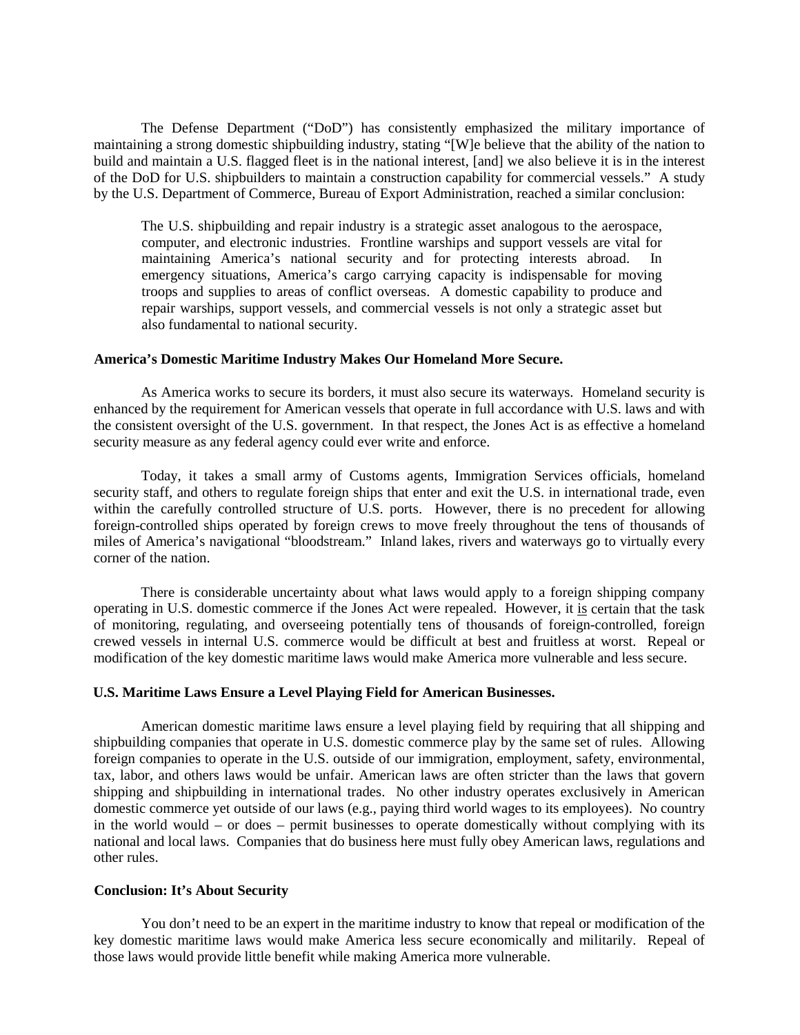The Defense Department ("DoD") has consistently emphasized the military importance of maintaining a strong domestic shipbuilding industry, stating "[W]e believe that the ability of the nation to build and maintain a U.S. flagged fleet is in the national interest, [and] we also believe it is in the interest of the DoD for U.S. shipbuilders to maintain a construction capability for commercial vessels." A study by the U.S. Department of Commerce, Bureau of Export Administration, reached a similar conclusion:

> The U.S. shipbuilding and repair industry is a strategic asset analogous to the aerospace, computer, and electronic industries. Frontline warships and support vessels are vital for maintaining America's national security and for protecting interests abroad. In emergency situations, America's cargo carrying capacity is indispensable for moving troops and supplies to areas of conflict overseas. A domestic capability to produce and repair warships, support vessels, and commercial vessels is not only a strategic asset but also fundamental to national security.

**America's Domestic Maritime Industry Makes Our Homeland More Secure.**

As America works to secure its borders, it must also secure its waterways. Homeland security is enhanced by the requirement for American vessels that operate in full accordance with U.S. laws and with the consistent oversight of the U.S. government. In that respect, the Jones Act is as effective a homeland security measure as any federal agency could ever write and enforce.

Today, it takes a small army of Customs agents, Immigration Services officials, homeland security staff, and others to regulate foreign ships that enter and exit the U.S. in international trade, even within the carefully controlled structure of U.S. ports. However, there is no precedent for allowing foreign-controlled ships operated by foreign crews to move freely throughout the tens of thousands of miles of America's navigational "bloodstream." Inland lakes, rivers and waterways go to virtually every corner of the nation.

There is considerable uncertainty about what laws would apply to a foreign shipping company operating in U.S. domestic commerce if the Jones Act were repealed. However, it is certain that the task of monitoring, regulating, and overseeing potentially tens of thousands of foreign-controlled, foreign crewed vessels in internal U.S. commerce would be difficult at best and fruitless at worst. Repeal or modification of the key domestic maritime laws would make America more vulnerable and less secure.

**U.S. Maritime Laws Ensure a Level Playing Field for American Businesses.**

American domestic maritime laws ensure a level playing field by requiring that all shipping and shipbuilding companies that operate in U.S. domestic commerce play by the same set of rules. Allowing foreign companies to operate in the U.S. outside of our immigration, employment, safety, environmental, tax, labor, and others laws would be unfair. American laws are often stricter than the laws that govern shipping and shipbuilding in international trades. No other industry operates exclusively in American domestic commerce yet outside of our laws (e.g., paying third world wages to its employees). No country in the world would – or does – permit businesses to operate domestically without complying with its national and local laws. Companies that do business here must fully obey American laws, regulations and other rules.

**Conclusion: It's About Security**

You don't need to be an expert in the maritime industry to know that repeal or modification of the key domestic maritime laws would make America less secure economically and militarily. Repeal of those laws would provide little benefit while making America more vulnerable.